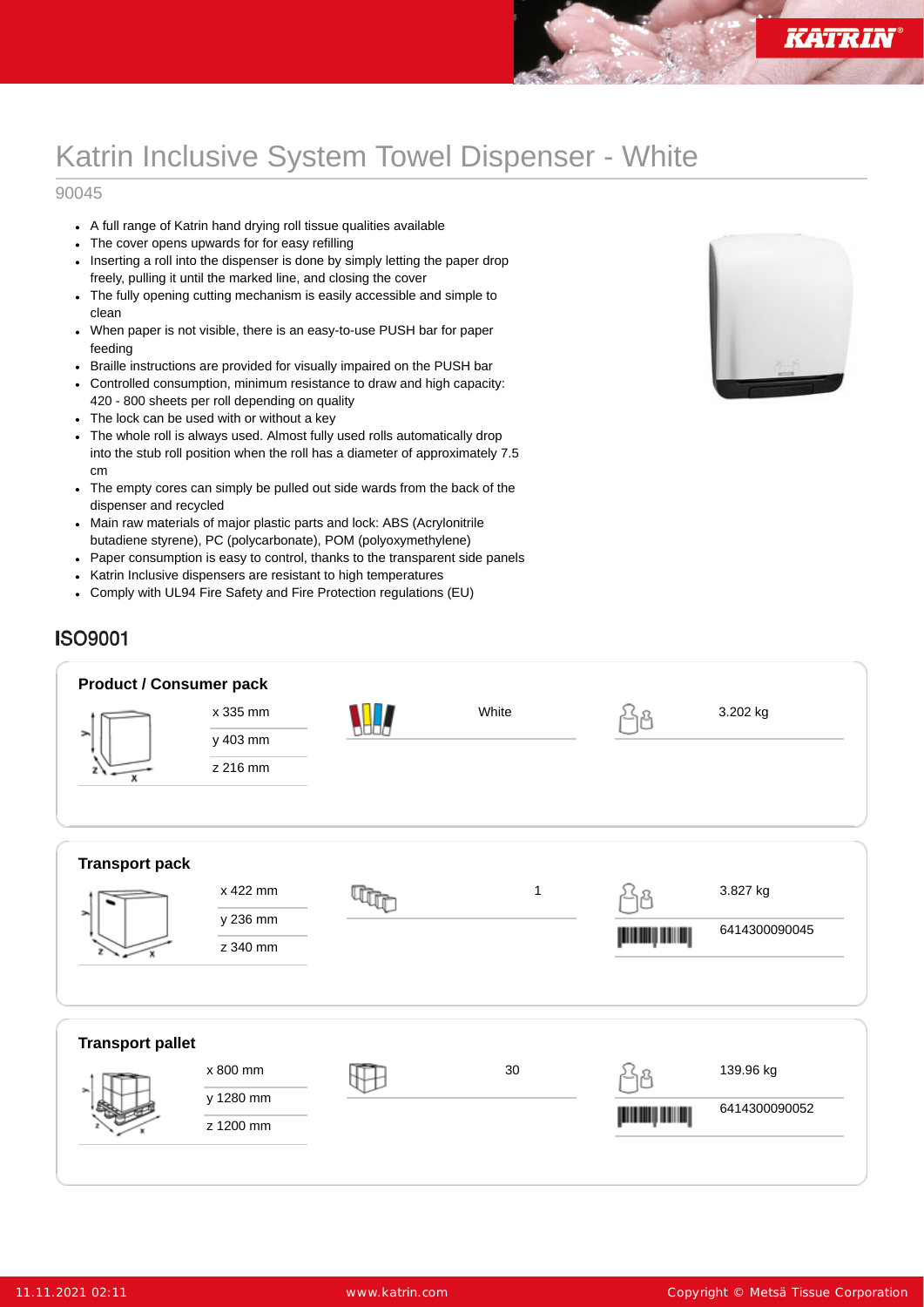# Katrin Inclusive System Towel Dispenser - White

90045

- A full range of Katrin hand drying roll tissue qualities available
- The cover opens upwards for for easy refilling
- Inserting a roll into the dispenser is done by simply letting the paper drop freely, pulling it until the marked line, and closing the cover
- The fully opening cutting mechanism is easily accessible and simple to clean
- When paper is not visible, there is an easy-to-use PUSH bar for paper feeding
- Braille instructions are provided for visually impaired on the PUSH bar
- Controlled consumption, minimum resistance to draw and high capacity: 420 - 800 sheets per roll depending on quality
- The lock can be used with or without a key
- The whole roll is always used. Almost fully used rolls automatically drop into the stub roll position when the roll has a diameter of approximately 7.5 cm
- The empty cores can simply be pulled out side wards from the back of the dispenser and recycled
- Main raw materials of major plastic parts and lock: ABS (Acrylonitrile butadiene styrene), PC (polycarbonate), POM (polyoxymethylene)
- Paper consumption is easy to control, thanks to the transparent side panels
- Katrin Inclusive dispensers are resistant to high temperatures
- Comply with UL94 Fire Safety and Fire Protection regulations (EU)

## ISO9001

### Product / Consumer pack

| Dimensions | Colour | Weight |
|---|---|---|
| x 335 mm | White | 3.202 kg |
| y 403 mm | | |
| z 216 mm | | |

### Transport pack

| Dimensions | Quantity | Weight / EAN |
|---|---|---|
| x 422 mm | 1 | 3.827 kg |
| y 236 mm | | 6414300090045 |
| z 340 mm | | |

### Transport pallet

| Dimensions | Quantity | Weight / EAN |
|---|---|---|
| x 800 mm | 30 | 139.96 kg |
| y 1280 mm | | 6414300090052 |
| z 1200 mm | | |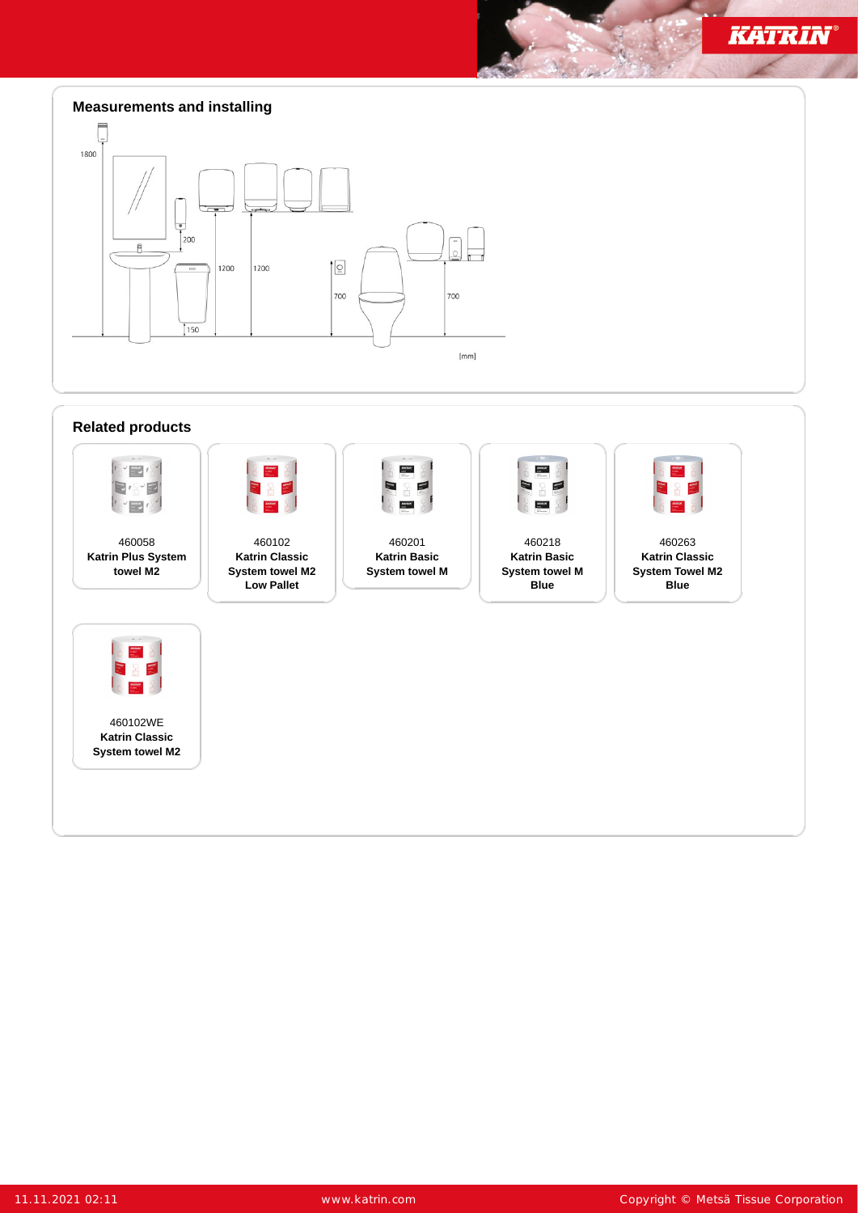## Measurements and installing

1800

200

1200

1200

700

700

150

[mm]

## Related products

460058
**Katrin Plus System towel M2**

460102
**Katrin Classic System towel M2 Low Pallet**

460201
**Katrin Basic System towel M**

460218
**Katrin Basic System towel M Blue**

460263
**Katrin Classic System Towel M2 Blue**

460102WE
**Katrin Classic System towel M2**